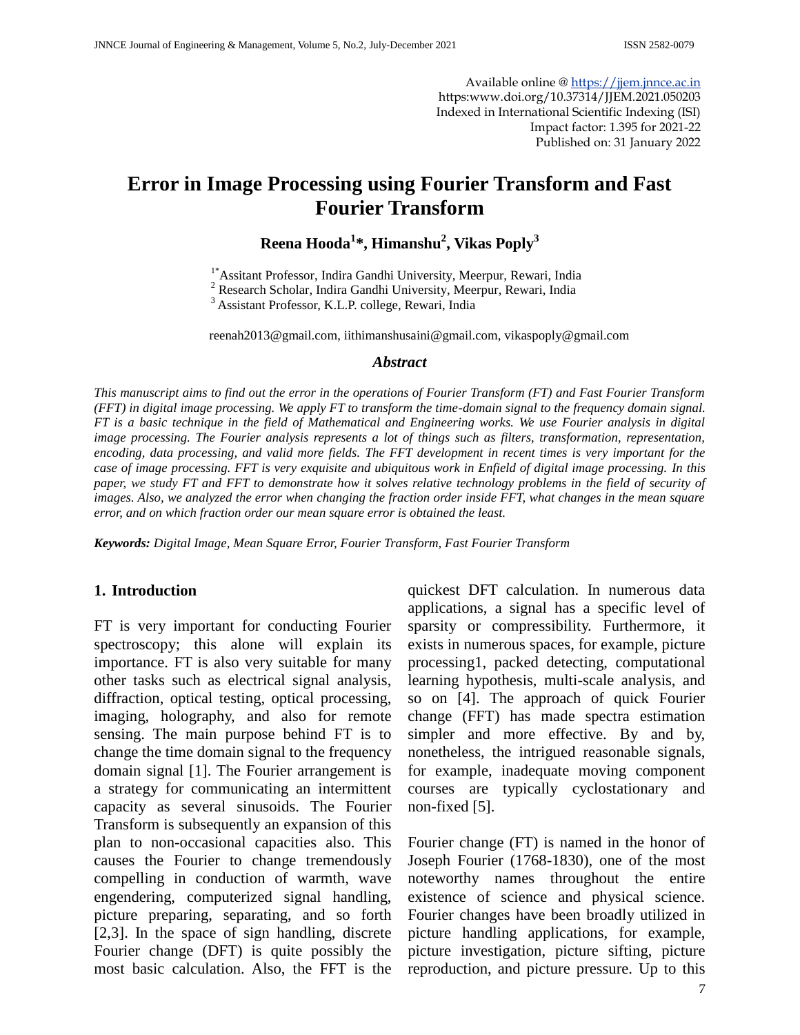Available online @ https://jjem.jnnce.ac.in
https:www.doi.org/10.37314/JJEM.2021.050203
Indexed in International Scientific Indexing (ISI)
Impact factor: 1.395 for 2021-22
Published on: 31 January 2022

# Error in Image Processing using Fourier Transform and Fast Fourier Transform

**Reena Hooda[1]*, Himanshu[2], Vikas Poply[3]**

[1*]Assitant Professor, Indira Gandhi University, Meerpur, Rewari, India
[2] Research Scholar, Indira Gandhi University, Meerpur, Rewari, India
[3] Assistant Professor, K.L.P. college, Rewari, India

reenah2013@gmail.com, iithimanshusaini@gmail.com, vikaspoply@gmail.com

### *Abstract*

*This manuscript aims to find out the error in the operations of Fourier Transform (FT) and Fast Fourier Transform (FFT) in digital image processing. We apply FT to transform the time-domain signal to the frequency domain signal. FT is a basic technique in the field of Mathematical and Engineering works. We use Fourier analysis in digital image processing. The Fourier analysis represents a lot of things such as filters, transformation, representation, encoding, data processing, and valid more fields. The FFT development in recent times is very important for the case of image processing. FFT is very exquisite and ubiquitous work in Enfield of digital image processing. In this paper, we study FT and FFT to demonstrate how it solves relative technology problems in the field of security of images. Also, we analyzed the error when changing the fraction order inside FFT, what changes in the mean square error, and on which fraction order our mean square error is obtained the least.*

**Keywords:** *Digital Image, Mean Square Error, Fourier Transform, Fast Fourier Transform*

## 1. Introduction

FT is very important for conducting Fourier spectroscopy; this alone will explain its importance. FT is also very suitable for many other tasks such as electrical signal analysis, diffraction, optical testing, optical processing, imaging, holography, and also for remote sensing. The main purpose behind FT is to change the time domain signal to the frequency domain signal [1]. The Fourier arrangement is a strategy for communicating an intermittent capacity as several sinusoids. The Fourier Transform is subsequently an expansion of this plan to non-occasional capacities also. This causes the Fourier to change tremendously compelling in conduction of warmth, wave engendering, computerized signal handling, picture preparing, separating, and so forth [2,3]. In the space of sign handling, discrete Fourier change (DFT) is quite possibly the most basic calculation. Also, the FFT is the quickest DFT calculation. In numerous data applications, a signal has a specific level of sparsity or compressibility. Furthermore, it exists in numerous spaces, for example, picture processing1, packed detecting, computational learning hypothesis, multi-scale analysis, and so on [4]. The approach of quick Fourier change (FFT) has made spectra estimation simpler and more effective. By and by, nonetheless, the intrigued reasonable signals, for example, inadequate moving component courses are typically cyclostationary and non-fixed [5].

Fourier change (FT) is named in the honor of Joseph Fourier (1768-1830), one of the most noteworthy names throughout the entire existence of science and physical science. Fourier changes have been broadly utilized in picture handling applications, for example, picture investigation, picture sifting, picture reproduction, and picture pressure. Up to this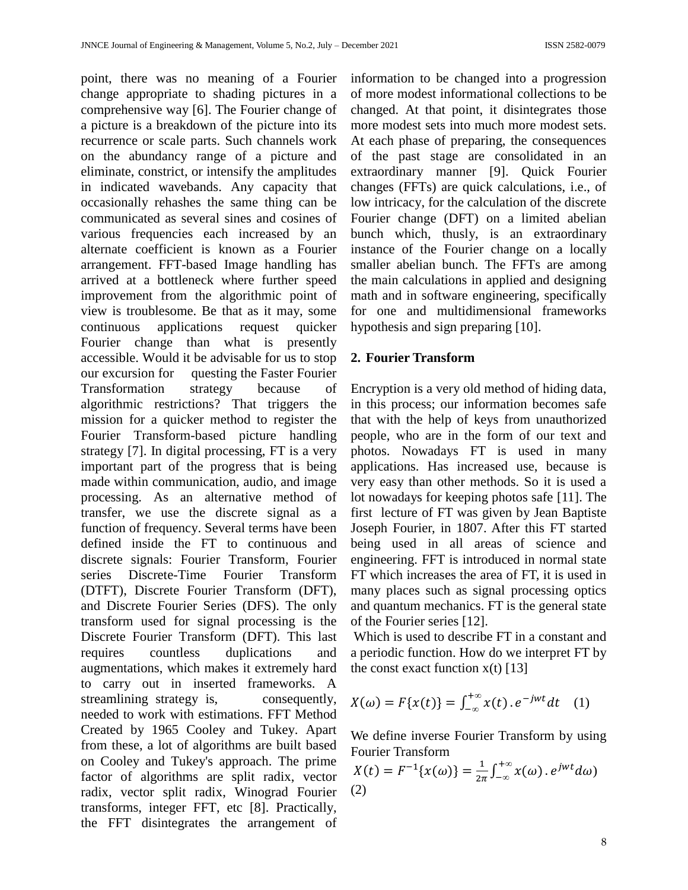point, there was no meaning of a Fourier change appropriate to shading pictures in a comprehensive way [6]. The Fourier change of a picture is a breakdown of the picture into its recurrence or scale parts. Such channels work on the abundancy range of a picture and eliminate, constrict, or intensify the amplitudes in indicated wavebands. Any capacity that occasionally rehashes the same thing can be communicated as several sines and cosines of various frequencies each increased by an alternate coefficient is known as a Fourier arrangement. FFT-based Image handling has arrived at a bottleneck where further speed improvement from the algorithmic point of view is troublesome. Be that as it may, some continuous applications request quicker Fourier change than what is presently accessible. Would it be advisable for us to stop our excursion for questing the Faster Fourier Transformation strategy because of algorithmic restrictions? That triggers the mission for a quicker method to register the Fourier Transform-based picture handling strategy [7]. In digital processing, FT is a very important part of the progress that is being made within communication, audio, and image processing. As an alternative method of transfer, we use the discrete signal as a function of frequency. Several terms have been defined inside the FT to continuous and discrete signals: Fourier Transform, Fourier series Discrete-Time Fourier Transform (DTFT), Discrete Fourier Transform (DFT), and Discrete Fourier Series (DFS). The only transform used for signal processing is the Discrete Fourier Transform (DFT). This last requires countless duplications and augmentations, which makes it extremely hard to carry out in inserted frameworks. A streamlining strategy is, consequently, needed to work with estimations. FFT Method Created by 1965 Cooley and Tukey. Apart from these, a lot of algorithms are built based on Cooley and Tukey's approach. The prime factor of algorithms are split radix, vector radix, vector split radix, Winograd Fourier transforms, integer FFT, etc [8]. Practically, the FFT disintegrates the arrangement of information to be changed into a progression of more modest informational collections to be changed. At that point, it disintegrates those more modest sets into much more modest sets. At each phase of preparing, the consequences of the past stage are consolidated in an extraordinary manner [9]. Quick Fourier changes (FFTs) are quick calculations, i.e., of low intricacy, for the calculation of the discrete Fourier change (DFT) on a limited abelian bunch which, thusly, is an extraordinary instance of the Fourier change on a locally smaller abelian bunch. The FFTs are among the main calculations in applied and designing math and in software engineering, specifically for one and multidimensional frameworks hypothesis and sign preparing [10].

## 2. Fourier Transform

Encryption is a very old method of hiding data, in this process; our information becomes safe that with the help of keys from unauthorized people, who are in the form of our text and photos. Nowadays FT is used in many applications. Has increased use, because is very easy than other methods. So it is used a lot nowadays for keeping photos safe [11]. The first lecture of FT was given by Jean Baptiste Joseph Fourier, in 1807. After this FT started being used in all areas of science and engineering. FFT is introduced in normal state FT which increases the area of FT, it is used in many places such as signal processing optics and quantum mechanics. FT is the general state of the Fourier series [12].

Which is used to describe FT in a constant and a periodic function. How do we interpret FT by the const exact function x(t) [13]

$$X(\omega) = F\{x(t)\} = \int_{-\infty}^{+\infty} x(t) \, . \, e^{-jwt} dt \quad (1)$$

We define inverse Fourier Transform by using Fourier Transform

$$X(t) = F^{-1}\{x(\omega)\} = \frac{1}{2\pi} \int_{-\infty}^{+\infty} x(\omega) \, . \, e^{jwt} d\omega) \quad (2)$$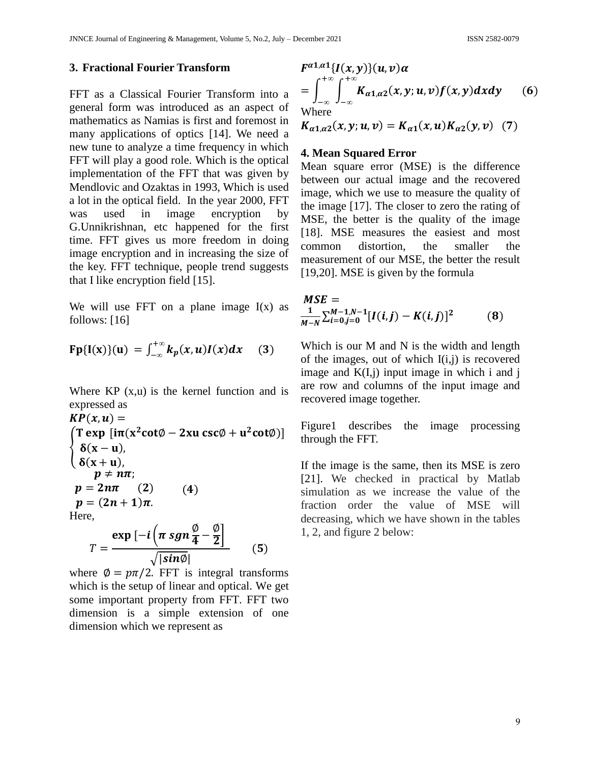## 3. Fractional Fourier Transform

FFT as a Classical Fourier Transform into a general form was introduced as an aspect of mathematics as Namias is first and foremost in many applications of optics [14]. We need a new tune to analyze a time frequency in which FFT will play a good role. Which is the optical implementation of the FFT that was given by Mendlovic and Ozaktas in 1993, Which is used a lot in the optical field. In the year 2000, FFT was used in image encryption by G.Unnikrishnan, etc happened for the first time. FFT gives us more freedom in doing image encryption and in increasing the size of the key. FFT technique, people trend suggests that I like encryption field [15].

We will use FFT on a plane image I(x) as follows: [16]

$$\mathbf{Fp\{I(x)\}(u)} = \int_{-\infty}^{+\infty} \boldsymbol{k_p(x,u)I(x)dx} \quad (\mathbf{3})$$

Where KP (x,u) is the kernel function and is expressed as

$$\boldsymbol{KP(x,u)} = \begin{cases} \mathbf{T\ exp\ [i\pi(x^2cot\emptyset - 2xu\ csc\emptyset + u^2cot\emptyset)]} & \boldsymbol{p \neq n\pi}; \\ \boldsymbol{\delta(x-u)}, & \boldsymbol{p = 2n\pi} \quad (\mathbf{2}) \\ \boldsymbol{\delta(x+u)}, & \boldsymbol{p = (2n+1)\pi}. \end{cases} \quad (\mathbf{4})$$

Here,

$$T = \frac{\mathbf{exp}\ [-\boldsymbol{i}\left(\boldsymbol{\pi\ sgn}\frac{\emptyset}{\mathbf{4}} - \frac{\emptyset}{\mathbf{2}}\right]}{\sqrt{|\boldsymbol{sin}\emptyset|}} \quad (\mathbf{5})$$

where $\emptyset = p\pi/2$. FFT is integral transforms which is the setup of linear and optical. We get some important property from FFT. FFT two dimension is a simple extension of one dimension which we represent as

$$\boldsymbol{F^{\alpha1,\alpha1}\{I(x,y)\}(u,v)\alpha} = \int_{-\infty}^{+\infty}\int_{-\infty}^{+\infty} \boldsymbol{K_{\alpha1,\alpha2}(x,y;u,v)f(x,y)dxdy} \quad (\mathbf{6})$$

Where

$$\boldsymbol{K_{\alpha1,\alpha2}(x,y;u,v) = K_{\alpha1}(x,u)K_{\alpha2}(y,v)} \quad (\mathbf{7})$$

## 4. Mean Squared Error

Mean square error (MSE) is the difference between our actual image and the recovered image, which we use to measure the quality of the image [17]. The closer to zero the rating of MSE, the better is the quality of the image [18]. MSE measures the easiest and most common distortion, the smaller the measurement of our MSE, the better the result [19,20]. MSE is given by the formula

$$\boldsymbol{MSE} = \frac{\mathbf{1}}{\boldsymbol{M-N}}\sum_{\boldsymbol{i=0,j=0}}^{\boldsymbol{M-1,N-1}}[\boldsymbol{I(i,j) - K(i,j)}]^{\mathbf{2}} \quad (\mathbf{8})$$

Which is our M and N is the width and length of the images, out of which I(i,j) is recovered image and K(I,j) input image in which i and j are row and columns of the input image and recovered image together.

Figure1 describes the image processing through the FFT.

If the image is the same, then its MSE is zero [21]. We checked in practical by Matlab simulation as we increase the value of the fraction order the value of MSE will decreasing, which we have shown in the tables 1, 2, and figure 2 below: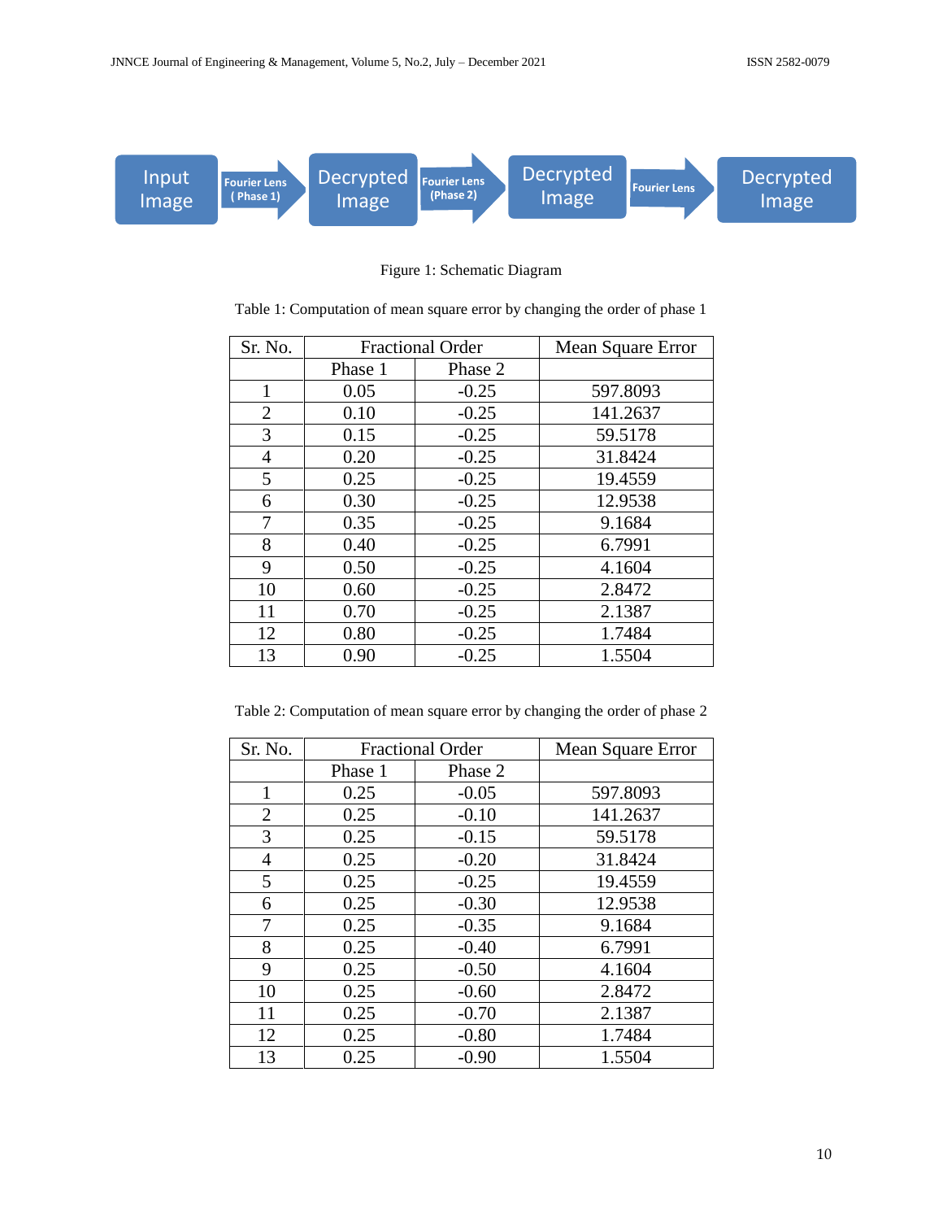Input Image → Fourier Lens (Phase 1) → Decrypted Image → Fourier Lens (Phase 2) → Decrypted Image → Fourier Lens → Decrypted Image

Figure 1: Schematic Diagram

Table 1: Computation of mean square error by changing the order of phase 1

| Sr. No. | Fractional Order | | Mean Square Error |
|---|---|---|---|
| | Phase 1 | Phase 2 | |
| 1 | 0.05 | -0.25 | 597.8093 |
| 2 | 0.10 | -0.25 | 141.2637 |
| 3 | 0.15 | -0.25 | 59.5178 |
| 4 | 0.20 | -0.25 | 31.8424 |
| 5 | 0.25 | -0.25 | 19.4559 |
| 6 | 0.30 | -0.25 | 12.9538 |
| 7 | 0.35 | -0.25 | 9.1684 |
| 8 | 0.40 | -0.25 | 6.7991 |
| 9 | 0.50 | -0.25 | 4.1604 |
| 10 | 0.60 | -0.25 | 2.8472 |
| 11 | 0.70 | -0.25 | 2.1387 |
| 12 | 0.80 | -0.25 | 1.7484 |
| 13 | 0.90 | -0.25 | 1.5504 |

Table 2: Computation of mean square error by changing the order of phase 2

| Sr. No. | Fractional Order | | Mean Square Error |
|---|---|---|---|
| | Phase 1 | Phase 2 | |
| 1 | 0.25 | -0.05 | 597.8093 |
| 2 | 0.25 | -0.10 | 141.2637 |
| 3 | 0.25 | -0.15 | 59.5178 |
| 4 | 0.25 | -0.20 | 31.8424 |
| 5 | 0.25 | -0.25 | 19.4559 |
| 6 | 0.25 | -0.30 | 12.9538 |
| 7 | 0.25 | -0.35 | 9.1684 |
| 8 | 0.25 | -0.40 | 6.7991 |
| 9 | 0.25 | -0.50 | 4.1604 |
| 10 | 0.25 | -0.60 | 2.8472 |
| 11 | 0.25 | -0.70 | 2.1387 |
| 12 | 0.25 | -0.80 | 1.7484 |
| 13 | 0.25 | -0.90 | 1.5504 |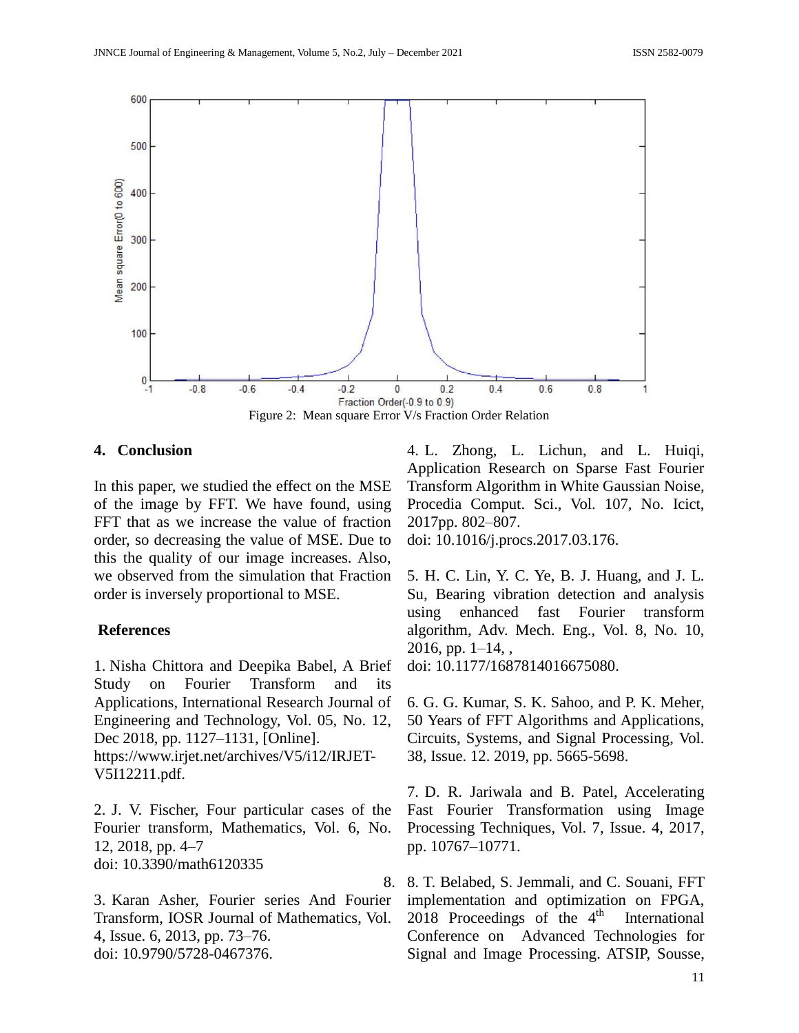Figure 2: Mean square Error V/s Fraction Order Relation

## 4. Conclusion

In this paper, we studied the effect on the MSE of the image by FFT. We have found, using FFT that as we increase the value of fraction order, so decreasing the value of MSE. Due to this the quality of our image increases. Also, we observed from the simulation that Fraction order is inversely proportional to MSE.

## References

1. Nisha Chittora and Deepika Babel, A Brief Study on Fourier Transform and its Applications, International Research Journal of Engineering and Technology, Vol. 05, No. 12, Dec 2018, pp. 1127–1131, [Online]. https://www.irjet.net/archives/V5/i12/IRJET-V5I12211.pdf.

2. J. V. Fischer, Four particular cases of the Fourier transform, Mathematics, Vol. 6, No. 12, 2018, pp. 4–7 doi: 10.3390/math6120335

3. Karan Asher, Fourier series And Fourier Transform, IOSR Journal of Mathematics, Vol. 4, Issue. 6, 2013, pp. 73–76. doi: 10.9790/5728-0467376.

4. L. Zhong, L. Lichun, and L. Huiqi, Application Research on Sparse Fast Fourier Transform Algorithm in White Gaussian Noise, Procedia Comput. Sci., Vol. 107, No. Icict, 2017pp. 802–807. doi: 10.1016/j.procs.2017.03.176.

5. H. C. Lin, Y. C. Ye, B. J. Huang, and J. L. Su, Bearing vibration detection and analysis using enhanced fast Fourier transform algorithm, Adv. Mech. Eng., Vol. 8, No. 10, 2016, pp. 1–14, , doi: 10.1177/1687814016675080.

6. G. G. Kumar, S. K. Sahoo, and P. K. Meher, 50 Years of FFT Algorithms and Applications, Circuits, Systems, and Signal Processing, Vol. 38, Issue. 12. 2019, pp. 5665-5698.

7. D. R. Jariwala and B. Patel, Accelerating Fast Fourier Transformation using Image Processing Techniques, Vol. 7, Issue. 4, 2017, pp. 10767–10771.

8. T. Belabed, S. Jemmali, and C. Souani, FFT implementation and optimization on FPGA, 2018 Proceedings of the 4th International Conference on Advanced Technologies for Signal and Image Processing. ATSIP, Sousse,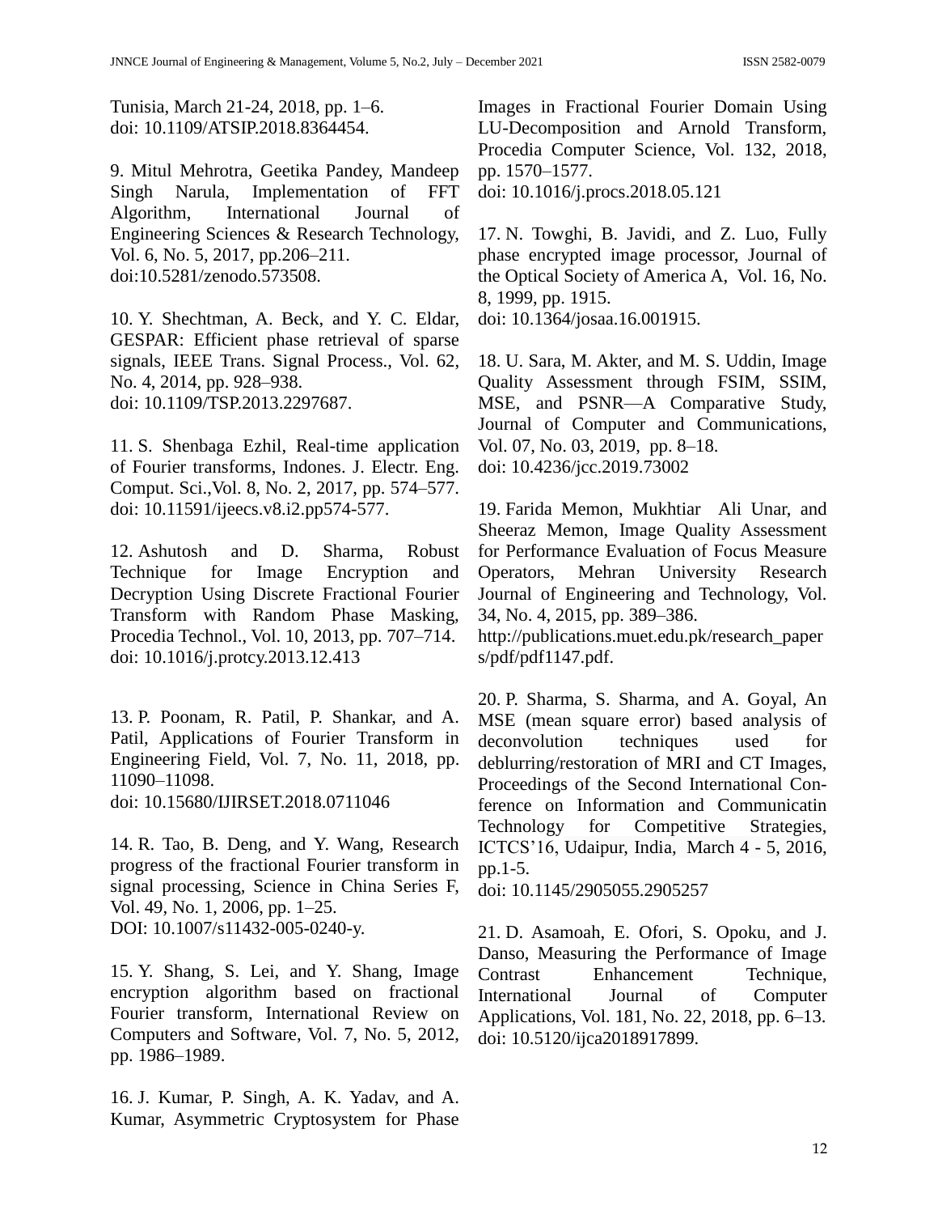Tunisia, March 21-24, 2018, pp. 1–6. doi: 10.1109/ATSIP.2018.8364454.

9. Mitul Mehrotra, Geetika Pandey, Mandeep Singh Narula, Implementation of FFT Algorithm, International Journal of Engineering Sciences & Research Technology, Vol. 6, No. 5, 2017, pp.206–211. doi:10.5281/zenodo.573508.

10. Y. Shechtman, A. Beck, and Y. C. Eldar, GESPAR: Efficient phase retrieval of sparse signals, IEEE Trans. Signal Process., Vol. 62, No. 4, 2014, pp. 928–938. doi: 10.1109/TSP.2013.2297687.

11. S. Shenbaga Ezhil, Real-time application of Fourier transforms, Indones. J. Electr. Eng. Comput. Sci.,Vol. 8, No. 2, 2017, pp. 574–577. doi: 10.11591/ijeecs.v8.i2.pp574-577.

12. Ashutosh and D. Sharma, Robust Technique for Image Encryption and Decryption Using Discrete Fractional Fourier Transform with Random Phase Masking, Procedia Technol., Vol. 10, 2013, pp. 707–714. doi: 10.1016/j.protcy.2013.12.413

13. P. Poonam, R. Patil, P. Shankar, and A. Patil, Applications of Fourier Transform in Engineering Field, Vol. 7, No. 11, 2018, pp. 11090–11098. doi: 10.15680/IJIRSET.2018.0711046

14. R. Tao, B. Deng, and Y. Wang, Research progress of the fractional Fourier transform in signal processing, Science in China Series F, Vol. 49, No. 1, 2006, pp. 1–25. DOI: 10.1007/s11432-005-0240-y.

15. Y. Shang, S. Lei, and Y. Shang, Image encryption algorithm based on fractional Fourier transform, International Review on Computers and Software, Vol. 7, No. 5, 2012, pp. 1986–1989.

16. J. Kumar, P. Singh, A. K. Yadav, and A. Kumar, Asymmetric Cryptosystem for Phase Images in Fractional Fourier Domain Using LU-Decomposition and Arnold Transform, Procedia Computer Science, Vol. 132, 2018, pp. 1570–1577. doi: 10.1016/j.procs.2018.05.121

17. N. Towghi, B. Javidi, and Z. Luo, Fully phase encrypted image processor, Journal of the Optical Society of America A, Vol. 16, No. 8, 1999, pp. 1915. doi: 10.1364/josaa.16.001915.

18. U. Sara, M. Akter, and M. S. Uddin, Image Quality Assessment through FSIM, SSIM, MSE, and PSNR—A Comparative Study, Journal of Computer and Communications, Vol. 07, No. 03, 2019, pp. 8–18. doi: 10.4236/jcc.2019.73002

19. Farida Memon, Mukhtiar Ali Unar, and Sheeraz Memon, Image Quality Assessment for Performance Evaluation of Focus Measure Operators, Mehran University Research Journal of Engineering and Technology, Vol. 34, No. 4, 2015, pp. 389–386. http://publications.muet.edu.pk/research_papers/pdf/pdf1147.pdf.

20. P. Sharma, S. Sharma, and A. Goyal, An MSE (mean square error) based analysis of deconvolution techniques used for deblurring/restoration of MRI and CT Images, Proceedings of the Second International Conference on Information and Communicatin Technology for Competitive Strategies, ICTCS'16, Udaipur, India, March 4 - 5, 2016, pp.1-5. doi: 10.1145/2905055.2905257

21. D. Asamoah, E. Ofori, S. Opoku, and J. Danso, Measuring the Performance of Image Contrast Enhancement Technique, International Journal of Computer Applications, Vol. 181, No. 22, 2018, pp. 6–13. doi: 10.5120/ijca2018917899.